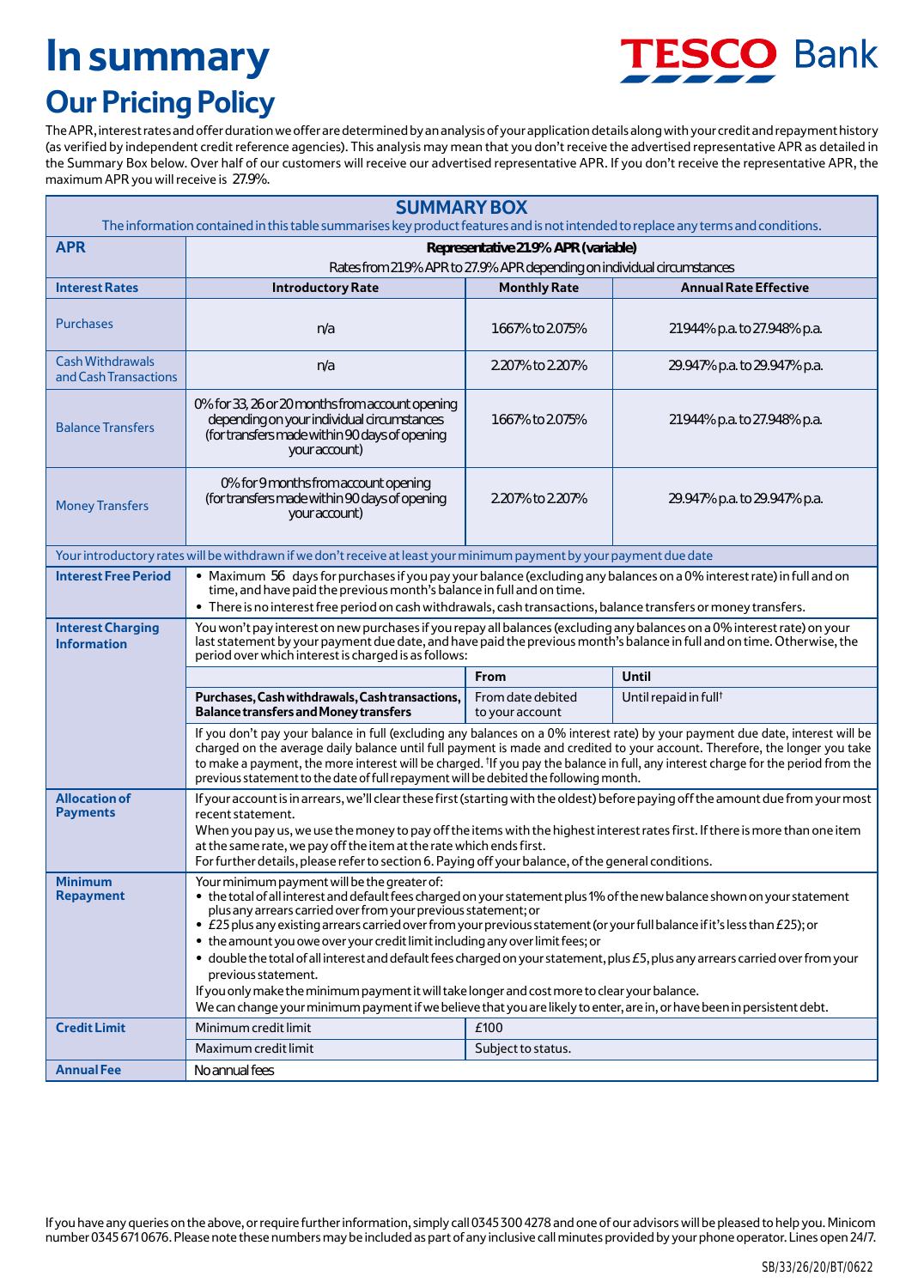# In summary

## Our Pricing Policy

The APR, interest rates and offer duration we offer are determined by an analysis of your application details along with your credit and repayment history (as verified by independent credit reference agencies). This analysis may mean that you don't receive the advertised representative APR as detailed in the Summary Box below. Over half of our customers will receive our advertised representative APR. If you don't receive the representative APR, the maximum APR you will receive is 27.9%.

**SUMMARY BOX**

The information contained in this table summarises key product features and is not intended to replace any terms and conditions.

| **APR** | **Representative 21.9% APR (variable)**<br>Rates from 21.9% APR to 27.9% APR depending on individual circumstances | | |
|---|---|---|---|
| **Interest Rates** | **Introductory Rate** | **Monthly Rate** | **Annual Rate Effective** |
| Purchases | n/a | 1.667% to 2.075% | 21.944% p.a. to 27.948% p.a. |
| Cash Withdrawals and Cash Transactions | n/a | 2.207% to 2.207% | 29.947% p.a. to 29.947% p.a. |
| Balance Transfers | 0% for 33, 26 or 20 months from account opening depending on your individual circumstances (for transfers made within 90 days of opening your account) | 1.667% to 2.075% | 21.944% p.a. to 27.948% p.a. |
| Money Transfers | 0% for 9 months from account opening (for transfers made within 90 days of opening your account) | 2.207% to 2.207% | 29.947% p.a. to 29.947% p.a. |
| Your introductory rates will be withdrawn if we don't receive at least your minimum payment by your payment due date | | | |
| **Interest Free Period** | • Maximum 56 days for purchases if you pay your balance (excluding any balances on a 0% interest rate) in full and on time, and have paid the previous month's balance in full and on time.<br>• There is no interest free period on cash withdrawals, cash transactions, balance transfers or money transfers. | | |
| **Interest Charging Information** | You won't pay interest on new purchases if you repay all balances (excluding any balances on a 0% interest rate) on your last statement by your payment due date, and have paid the previous month's balance in full and on time. Otherwise, the period over which interest is charged is as follows: | | |
| | | **From** | **Until** |
| | **Purchases, Cash withdrawals, Cash transactions, Balance transfers and Money transfers** | From date debited to your account | Until repaid in full† |
| | If you don't pay your balance in full (excluding any balances on a 0% interest rate) by your payment due date, interest will be charged on the average daily balance until full payment is made and credited to your account. Therefore, the longer you take to make a payment, the more interest will be charged. †If you pay the balance in full, any interest charge for the period from the previous statement to the date of full repayment will be debited the following month. | | |
| **Allocation of Payments** | If your account is in arrears, we'll clear these first (starting with the oldest) before paying off the amount due from your most recent statement.<br>When you pay us, we use the money to pay off the items with the highest interest rates first. If there is more than one item at the same rate, we pay off the item at the rate which ends first.<br>For further details, please refer to section 6. Paying off your balance, of the general conditions. | | |
| **Minimum Repayment** | Your minimum payment will be the greater of:<br>• the total of all interest and default fees charged on your statement plus 1% of the new balance shown on your statement plus any arrears carried over from your previous statement; or<br>• £25 plus any existing arrears carried over from your previous statement (or your full balance if it's less than £25); or<br>• the amount you owe over your credit limit including any over limit fees; or<br>• double the total of all interest and default fees charged on your statement, plus £5, plus any arrears carried over from your previous statement.<br>If you only make the minimum payment it will take longer and cost more to clear your balance.<br>We can change your minimum payment if we believe that you are likely to enter, are in, or have been in persistent debt. | | |
| **Credit Limit** | Minimum credit limit | £100 | |
| | Maximum credit limit | Subject to status. | |
| **Annual Fee** | No annual fees | | |

If you have any queries on the above, or require further information, simply call 0345 300 4278 and one of our advisors will be pleased to help you. Minicom number 0345 671 0676. Please note these numbers may be included as part of any inclusive call minutes provided by your phone operator. Lines open 24/7.

SB/33/26/20/BT/0622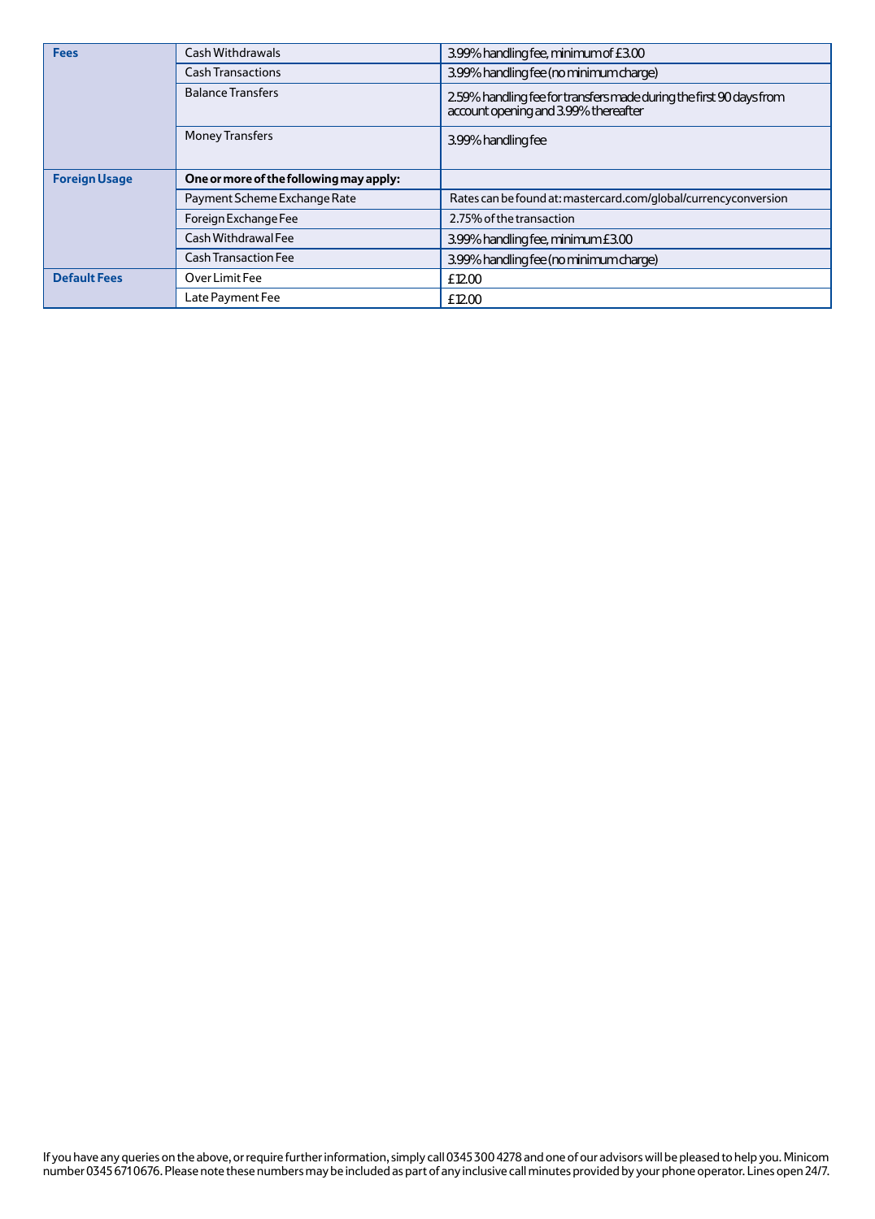| | | |
|---|---|---|
| **Fees** | Cash Withdrawals | 3.99% handling fee, minimum of £3.00 |
| | Cash Transactions | 3.99% handling fee (no minimum charge) |
| | Balance Transfers | 2.59% handling fee for transfers made during the first 90 days from account opening and 3.99% thereafter |
| | Money Transfers | 3.99% handling fee |
| **Foreign Usage** | **One or more of the following may apply:** | |
| | Payment Scheme Exchange Rate | Rates can be found at: mastercard.com/global/currencyconversion |
| | Foreign Exchange Fee | 2.75% of the transaction |
| | Cash Withdrawal Fee | 3.99% handling fee, minimum £3.00 |
| | Cash Transaction Fee | 3.99% handling fee (no minimum charge) |
| **Default Fees** | Over Limit Fee | £12.00 |
| | Late Payment Fee | £12.00 |

If you have any queries on the above, or require further information, simply call 0345 300 4278 and one of our advisors will be pleased to help you. Minicom number 0345 671 0676. Please note these numbers may be included as part of any inclusive call minutes provided by your phone operator. Lines open 24/7.